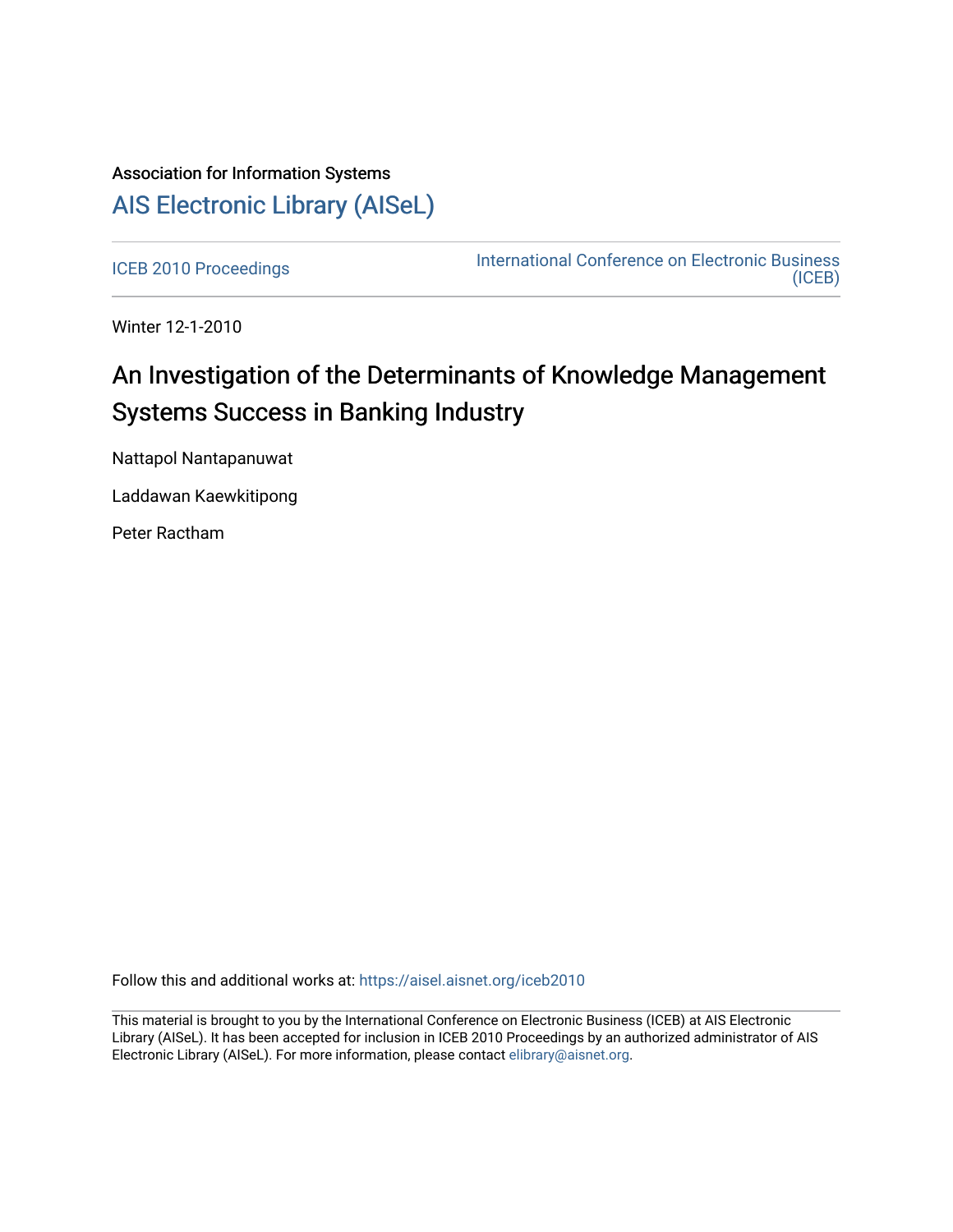Association for Information Systems

# AIS Electronic Library (AISeL)

ICEB 2010 Proceedings

International Conference on Electronic Business (ICEB)

Winter 12-1-2010

## An Investigation of the Determinants of Knowledge Management Systems Success in Banking Industry

Nattapol Nantapanuwat

Laddawan Kaewkitipong

Peter Ractham

Follow this and additional works at: https://aisel.aisnet.org/iceb2010

This material is brought to you by the International Conference on Electronic Business (ICEB) at AIS Electronic Library (AISeL). It has been accepted for inclusion in ICEB 2010 Proceedings by an authorized administrator of AIS Electronic Library (AISeL). For more information, please contact elibrary@aisnet.org.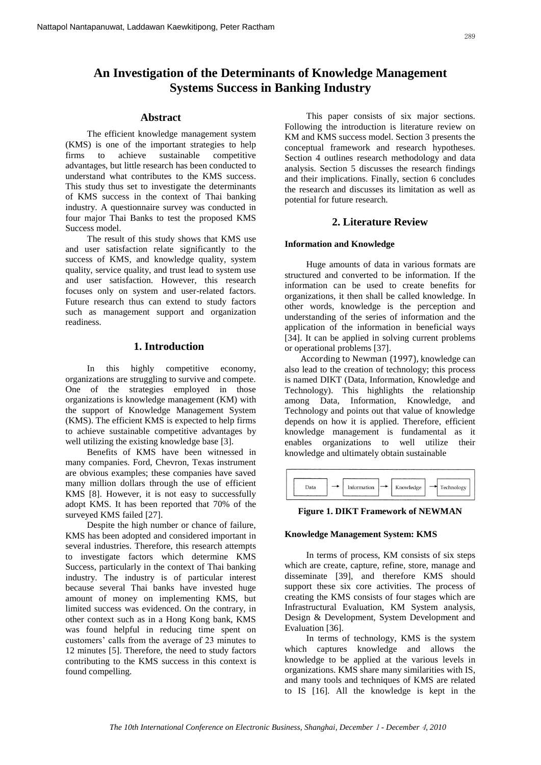# An Investigation of the Determinants of Knowledge Management Systems Success in Banking Industry

## Abstract

The efficient knowledge management system (KMS) is one of the important strategies to help firms to achieve sustainable competitive advantages, but little research has been conducted to understand what contributes to the KMS success. This study thus set to investigate the determinants of KMS success in the context of Thai banking industry. A questionnaire survey was conducted in four major Thai Banks to test the proposed KMS Success model.

The result of this study shows that KMS use and user satisfaction relate significantly to the success of KMS, and knowledge quality, system quality, service quality, and trust lead to system use and user satisfaction. However, this research focuses only on system and user-related factors. Future research thus can extend to study factors such as management support and organization readiness.

## 1. Introduction

In this highly competitive economy, organizations are struggling to survive and compete. One of the strategies employed in those organizations is knowledge management (KM) with the support of Knowledge Management System (KMS). The efficient KMS is expected to help firms to achieve sustainable competitive advantages by well utilizing the existing knowledge base [3].

Benefits of KMS have been witnessed in many companies. Ford, Chevron, Texas instrument are obvious examples; these companies have saved many million dollars through the use of efficient KMS [8]. However, it is not easy to successfully adopt KMS. It has been reported that 70% of the surveyed KMS failed [27].

Despite the high number or chance of failure, KMS has been adopted and considered important in several industries. Therefore, this research attempts to investigate factors which determine KMS Success, particularly in the context of Thai banking industry. The industry is of particular interest because several Thai banks have invested huge amount of money on implementing KMS, but limited success was evidenced. On the contrary, in other context such as in a Hong Kong bank, KMS was found helpful in reducing time spent on customers' calls from the average of 23 minutes to 12 minutes [5]. Therefore, the need to study factors contributing to the KMS success in this context is found compelling.

This paper consists of six major sections. Following the introduction is literature review on KM and KMS success model. Section 3 presents the conceptual framework and research hypotheses. Section 4 outlines research methodology and data analysis. Section 5 discusses the research findings and their implications. Finally, section 6 concludes the research and discusses its limitation as well as potential for future research.

## 2. Literature Review

### Information and Knowledge

Huge amounts of data in various formats are structured and converted to be information. If the information can be used to create benefits for organizations, it then shall be called knowledge. In other words, knowledge is the perception and understanding of the series of information and the application of the information in beneficial ways [34]. It can be applied in solving current problems or operational problems [37].

According to Newman (1997), knowledge can also lead to the creation of technology; this process is named DIKT (Data, Information, Knowledge and Technology). This highlights the relationship among Data, Information, Knowledge, and Technology and points out that value of knowledge depends on how it is applied. Therefore, efficient knowledge management is fundamental as it enables organizations to well utilize their knowledge and ultimately obtain sustainable

Data → Information → Knowledge → Technology

**Figure 1. DIKT Framework of NEWMAN**

### Knowledge Management System: KMS

In terms of process, KM consists of six steps which are create, capture, refine, store, manage and disseminate [39], and therefore KMS should support these six core activities. The process of creating the KMS consists of four stages which are Infrastructural Evaluation, KM System analysis, Design & Development, System Development and Evaluation [36].

In terms of technology, KMS is the system which captures knowledge and allows the knowledge to be applied at the various levels in organizations. KMS share many similarities with IS, and many tools and techniques of KMS are related to IS [16]. All the knowledge is kept in the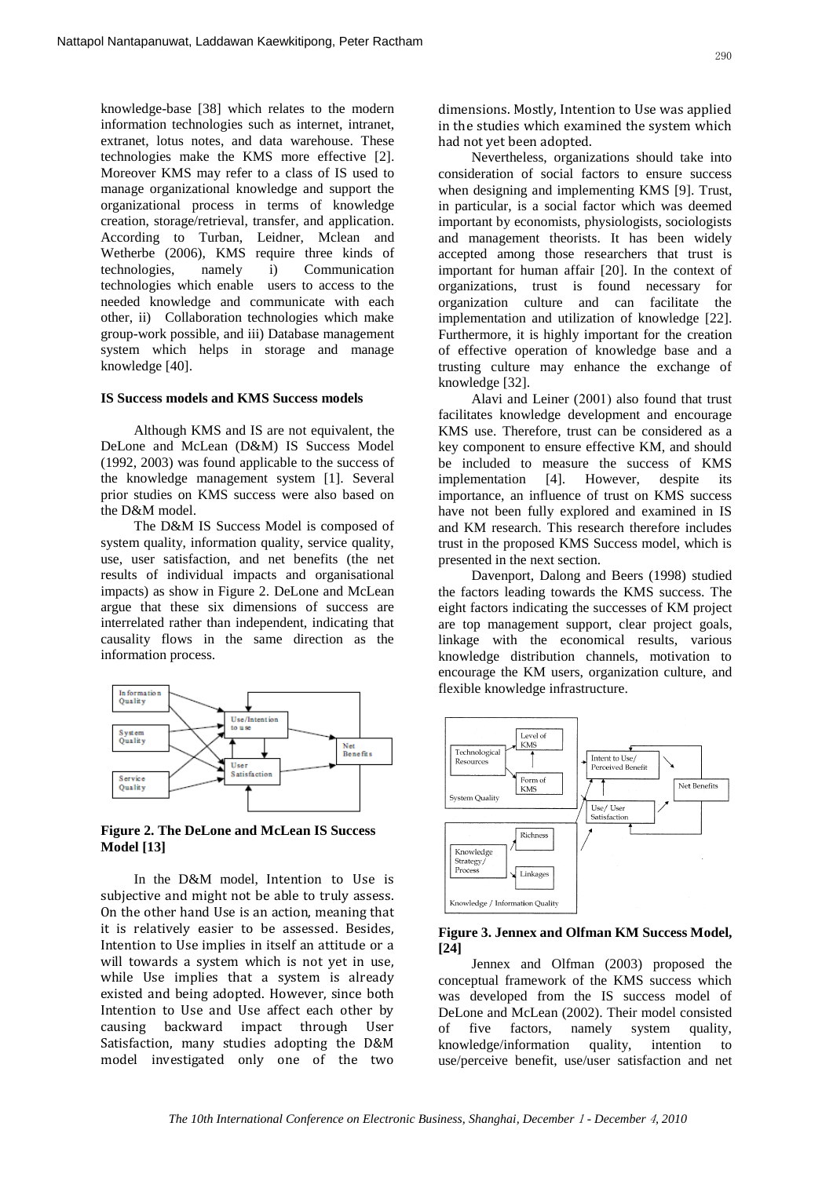knowledge-base [38] which relates to the modern information technologies such as internet, intranet, extranet, lotus notes, and data warehouse. These technologies make the KMS more effective [2]. Moreover KMS may refer to a class of IS used to manage organizational knowledge and support the organizational process in terms of knowledge creation, storage/retrieval, transfer, and application. According to Turban, Leidner, Mclean and Wetherbe (2006), KMS require three kinds of technologies, namely i) Communication technologies which enable users to access to the needed knowledge and communicate with each other, ii) Collaboration technologies which make group-work possible, and iii) Database management system which helps in storage and manage knowledge [40].

**IS Success models and KMS Success models**

Although KMS and IS are not equivalent, the DeLone and McLean (D&M) IS Success Model (1992, 2003) was found applicable to the success of the knowledge management system [1]. Several prior studies on KMS success were also based on the D&M model.

The D&M IS Success Model is composed of system quality, information quality, service quality, use, user satisfaction, and net benefits (the net results of individual impacts and organisational impacts) as show in Figure 2. DeLone and McLean argue that these six dimensions of success are interrelated rather than independent, indicating that causality flows in the same direction as the information process.

**Figure 2. The DeLone and McLean IS Success Model [13]**

In the D&M model, Intention to Use is subjective and might not be able to truly assess. On the other hand Use is an action, meaning that it is relatively easier to be assessed. Besides, Intention to Use implies in itself an attitude or a will towards a system which is not yet in use, while Use implies that a system is already existed and being adopted. However, since both Intention to Use and Use affect each other by causing backward impact through User Satisfaction, many studies adopting the D&M model investigated only one of the two dimensions. Mostly, Intention to Use was applied in the studies which examined the system which had not yet been adopted.

Nevertheless, organizations should take into consideration of social factors to ensure success when designing and implementing KMS [9]. Trust, in particular, is a social factor which was deemed important by economists, physiologists, sociologists and management theorists. It has been widely accepted among those researchers that trust is important for human affair [20]. In the context of organizations, trust is found necessary for organization culture and can facilitate the implementation and utilization of knowledge [22]. Furthermore, it is highly important for the creation of effective operation of knowledge base and a trusting culture may enhance the exchange of knowledge [32].

Alavi and Leiner (2001) also found that trust facilitates knowledge development and encourage KMS use. Therefore, trust can be considered as a key component to ensure effective KM, and should be included to measure the success of KMS implementation [4]. However, despite its importance, an influence of trust on KMS success have not been fully explored and examined in IS and KM research. This research therefore includes trust in the proposed KMS Success model, which is presented in the next section.

Davenport, Dalong and Beers (1998) studied the factors leading towards the KMS success. The eight factors indicating the successes of KM project are top management support, clear project goals, linkage with the economical results, various knowledge distribution channels, motivation to encourage the KM users, organization culture, and flexible knowledge infrastructure.

**Figure 3. Jennex and Olfman KM Success Model, [24]**

Jennex and Olfman (2003) proposed the conceptual framework of the KMS success which was developed from the IS success model of DeLone and McLean (2002). Their model consisted of five factors, namely system quality, knowledge/information quality, intention to use/perceive benefit, use/user satisfaction and net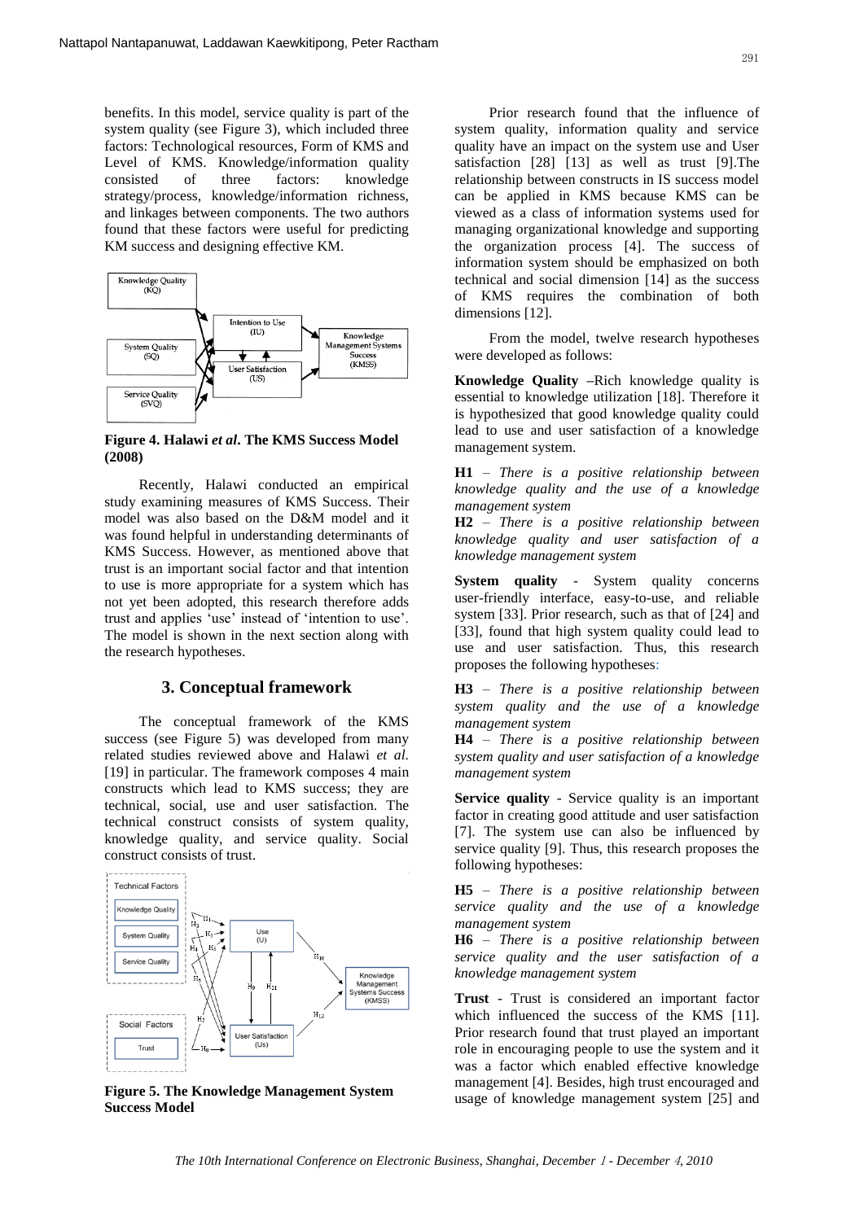benefits. In this model, service quality is part of the system quality (see Figure 3), which included three factors: Technological resources, Form of KMS and Level of KMS. Knowledge/information quality consisted of three factors: knowledge strategy/process, knowledge/information richness, and linkages between components. The two authors found that these factors were useful for predicting KM success and designing effective KM.

**Figure 4. Halawi *et al*. The KMS Success Model (2008)**

Recently, Halawi conducted an empirical study examining measures of KMS Success. Their model was also based on the D&M model and it was found helpful in understanding determinants of KMS Success. However, as mentioned above that trust is an important social factor and that intention to use is more appropriate for a system which has not yet been adopted, this research therefore adds trust and applies 'use' instead of 'intention to use'. The model is shown in the next section along with the research hypotheses.

## 3. Conceptual framework

The conceptual framework of the KMS success (see Figure 5) was developed from many related studies reviewed above and Halawi *et al.* [19] in particular. The framework composes 4 main constructs which lead to KMS success; they are technical, social, use and user satisfaction. The technical construct consists of system quality, knowledge quality, and service quality. Social construct consists of trust.

**Figure 5. The Knowledge Management System Success Model**

Prior research found that the influence of system quality, information quality and service quality have an impact on the system use and User satisfaction [28] [13] as well as trust [9].The relationship between constructs in IS success model can be applied in KMS because KMS can be viewed as a class of information systems used for managing organizational knowledge and supporting the organization process [4]. The success of information system should be emphasized on both technical and social dimension [14] as the success of KMS requires the combination of both dimensions [12].

From the model, twelve research hypotheses were developed as follows:

**Knowledge Quality** –Rich knowledge quality is essential to knowledge utilization [18]. Therefore it is hypothesized that good knowledge quality could lead to use and user satisfaction of a knowledge management system.

**H1** – *There is a positive relationship between knowledge quality and the use of a knowledge management system*

**H2** – *There is a positive relationship between knowledge quality and user satisfaction of a knowledge management system*

**System quality** - System quality concerns user-friendly interface, easy-to-use, and reliable system [33]. Prior research, such as that of [24] and [33], found that high system quality could lead to use and user satisfaction. Thus, this research proposes the following hypotheses:

**H3** – *There is a positive relationship between system quality and the use of a knowledge management system*

**H4** – *There is a positive relationship between system quality and user satisfaction of a knowledge management system*

**Service quality** - Service quality is an important factor in creating good attitude and user satisfaction [7]. The system use can also be influenced by service quality [9]. Thus, this research proposes the following hypotheses:

**H5** – *There is a positive relationship between service quality and the use of a knowledge management system*

**H6** – *There is a positive relationship between service quality and the user satisfaction of a knowledge management system*

**Trust** - Trust is considered an important factor which influenced the success of the KMS [11]. Prior research found that trust played an important role in encouraging people to use the system and it was a factor which enabled effective knowledge management [4]. Besides, high trust encouraged and usage of knowledge management system [25] and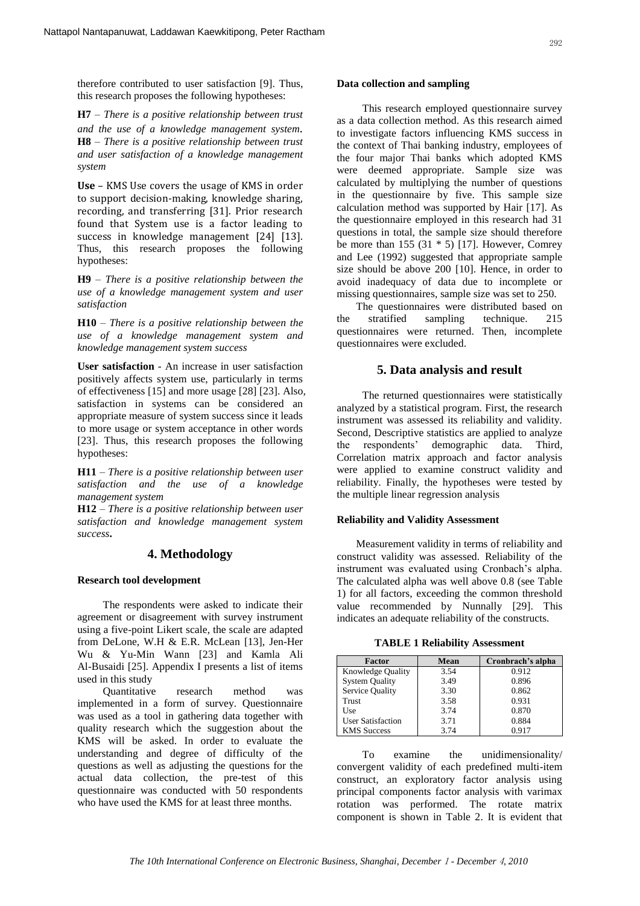therefore contributed to user satisfaction [9]. Thus, this research proposes the following hypotheses:

**H7** – *There is a positive relationship between trust and the use of a knowledge management system*.
**H8** – *There is a positive relationship between trust and user satisfaction of a knowledge management system*

**Use** – KMS Use covers the usage of KMS in order to support decision-making, knowledge sharing, recording, and transferring [31]. Prior research found that System use is a factor leading to success in knowledge management [24] [13]. Thus, this research proposes the following hypotheses:

**H9** – *There is a positive relationship between the use of a knowledge management system and user satisfaction*

**H10** – *There is a positive relationship between the use of a knowledge management system and knowledge management system success*

**User satisfaction** - An increase in user satisfaction positively affects system use, particularly in terms of effectiveness [15] and more usage [28] [23]. Also, satisfaction in systems can be considered an appropriate measure of system success since it leads to more usage or system acceptance in other words [23]. Thus, this research proposes the following hypotheses:

**H11** – *There is a positive relationship between user satisfaction and the use of a knowledge management system*

**H12** – *There is a positive relationship between user satisfaction and knowledge management system success*.

## 4. Methodology

### Research tool development

The respondents were asked to indicate their agreement or disagreement with survey instrument using a five-point Likert scale, the scale are adapted from DeLone, W.H & E.R. McLean [13], Jen-Her Wu & Yu-Min Wann [23] and Kamla Ali Al-Busaidi [25]. Appendix I presents a list of items used in this study

Quantitative research method was implemented in a form of survey. Questionnaire was used as a tool in gathering data together with quality research which the suggestion about the KMS will be asked. In order to evaluate the understanding and degree of difficulty of the questions as well as adjusting the questions for the actual data collection, the pre-test of this questionnaire was conducted with 50 respondents who have used the KMS for at least three months.

### Data collection and sampling

This research employed questionnaire survey as a data collection method. As this research aimed to investigate factors influencing KMS success in the context of Thai banking industry, employees of the four major Thai banks which adopted KMS were deemed appropriate. Sample size was calculated by multiplying the number of questions in the questionnaire by five. This sample size calculation method was supported by Hair [17]. As the questionnaire employed in this research had 31 questions in total, the sample size should therefore be more than 155 (31 * 5) [17]. However, Comrey and Lee (1992) suggested that appropriate sample size should be above 200 [10]. Hence, in order to avoid inadequacy of data due to incomplete or missing questionnaires, sample size was set to 250.

The questionnaires were distributed based on the stratified sampling technique. 215 questionnaires were returned. Then, incomplete questionnaires were excluded.

## 5. Data analysis and result

The returned questionnaires were statistically analyzed by a statistical program. First, the research instrument was assessed its reliability and validity. Second, Descriptive statistics are applied to analyze the respondents' demographic data. Third, Correlation matrix approach and factor analysis were applied to examine construct validity and reliability. Finally, the hypotheses were tested by the multiple linear regression analysis

### Reliability and Validity Assessment

Measurement validity in terms of reliability and construct validity was assessed. Reliability of the instrument was evaluated using Cronbach's alpha. The calculated alpha was well above 0.8 (see Table 1) for all factors, exceeding the common threshold value recommended by Nunnally [29]. This indicates an adequate reliability of the constructs.

**TABLE 1 Reliability Assessment**

| Factor | Mean | Cronbrach's alpha |
|---|---|---|
| Knowledge Quality | 3.54 | 0.912 |
| System Quality | 3.49 | 0.896 |
| Service Quality | 3.30 | 0.862 |
| Trust | 3.58 | 0.931 |
| Use | 3.74 | 0.870 |
| User Satisfaction | 3.71 | 0.884 |
| KMS Success | 3.74 | 0.917 |

To examine the unidimensionality/ convergent validity of each predefined multi-item construct, an exploratory factor analysis using principal components factor analysis with varimax rotation was performed. The rotate matrix component is shown in Table 2. It is evident that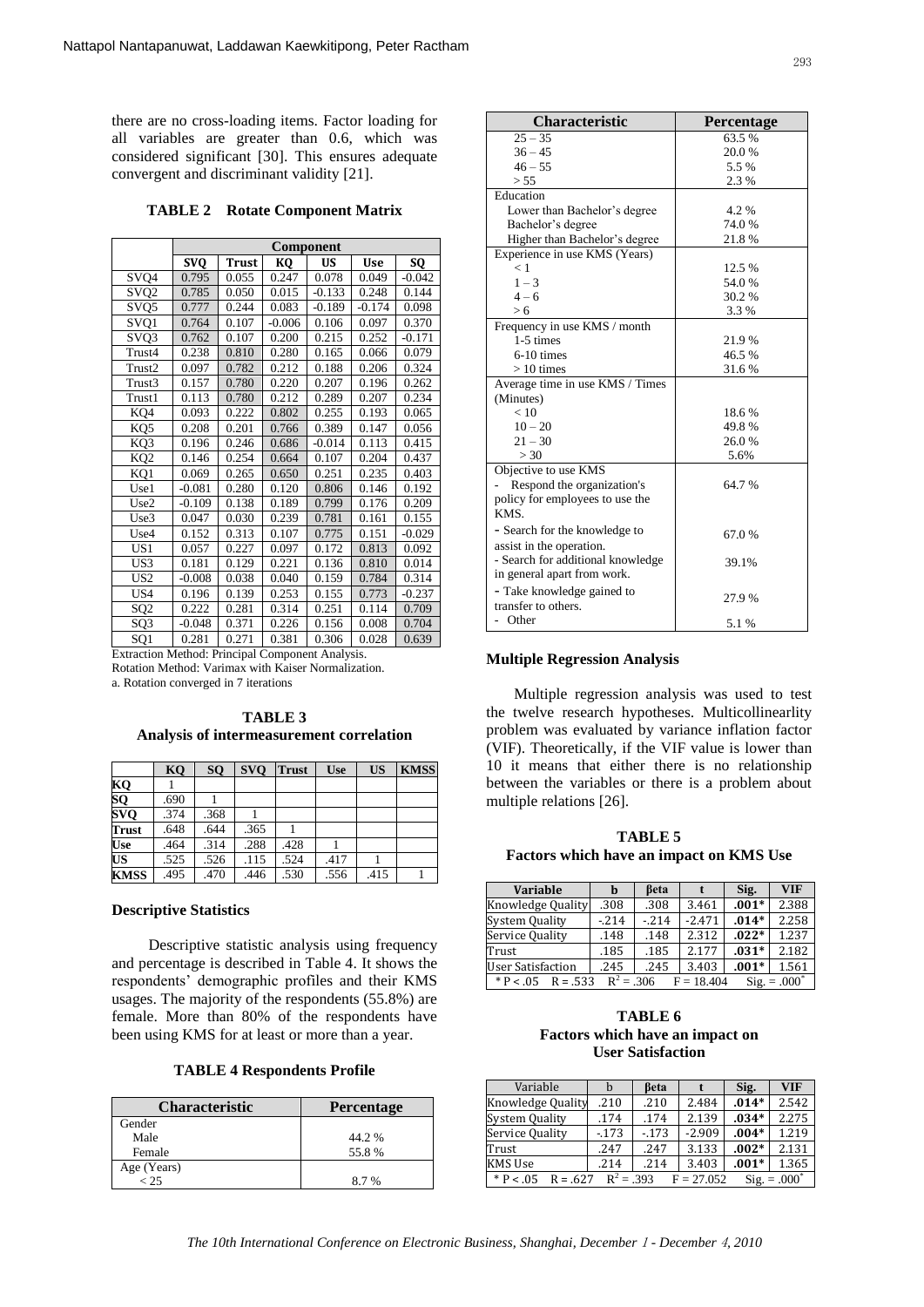there are no cross-loading items. Factor loading for all variables are greater than 0.6, which was considered significant [30]. This ensures adequate convergent and discriminant validity [21].

**TABLE 2 Rotate Component Matrix**

| | Component | | | | | |
|---|---|---|---|---|---|---|
| | SVQ | Trust | KQ | US | Use | SQ |
| SVQ4 | 0.795 | 0.055 | 0.247 | 0.078 | 0.049 | -0.042 |
| SVQ2 | 0.785 | 0.050 | 0.015 | -0.133 | 0.248 | 0.144 |
| SVQ5 | 0.777 | 0.244 | 0.083 | -0.189 | -0.174 | 0.098 |
| SVQ1 | 0.764 | 0.107 | -0.006 | 0.106 | 0.097 | 0.370 |
| SVQ3 | 0.762 | 0.107 | 0.200 | 0.215 | 0.252 | -0.171 |
| Trust4 | 0.238 | 0.810 | 0.280 | 0.165 | 0.066 | 0.079 |
| Trust2 | 0.097 | 0.782 | 0.212 | 0.188 | 0.206 | 0.324 |
| Trust3 | 0.157 | 0.780 | 0.220 | 0.207 | 0.196 | 0.262 |
| Trust1 | 0.113 | 0.780 | 0.212 | 0.289 | 0.207 | 0.234 |
| KQ4 | 0.093 | 0.222 | 0.802 | 0.255 | 0.193 | 0.065 |
| KQ5 | 0.208 | 0.201 | 0.766 | 0.389 | 0.147 | 0.056 |
| KQ3 | 0.196 | 0.246 | 0.686 | -0.014 | 0.113 | 0.415 |
| KQ2 | 0.146 | 0.254 | 0.664 | 0.107 | 0.204 | 0.437 |
| KQ1 | 0.069 | 0.265 | 0.650 | 0.251 | 0.235 | 0.403 |
| Use1 | -0.081 | 0.280 | 0.120 | 0.806 | 0.146 | 0.192 |
| Use2 | -0.109 | 0.138 | 0.189 | 0.799 | 0.176 | 0.209 |
| Use3 | 0.047 | 0.030 | 0.239 | 0.781 | 0.161 | 0.155 |
| Use4 | 0.152 | 0.313 | 0.107 | 0.775 | 0.151 | -0.029 |
| US1 | 0.057 | 0.227 | 0.097 | 0.172 | 0.813 | 0.092 |
| US3 | 0.181 | 0.129 | 0.221 | 0.136 | 0.810 | 0.014 |
| US2 | -0.008 | 0.038 | 0.040 | 0.159 | 0.784 | 0.314 |
| US4 | 0.196 | 0.139 | 0.253 | 0.155 | 0.773 | -0.237 |
| SQ2 | 0.222 | 0.281 | 0.314 | 0.251 | 0.114 | 0.709 |
| SQ3 | -0.048 | 0.371 | 0.226 | 0.156 | 0.008 | 0.704 |
| SQ1 | 0.281 | 0.271 | 0.381 | 0.306 | 0.028 | 0.639 |

Extraction Method: Principal Component Analysis.
Rotation Method: Varimax with Kaiser Normalization.
a. Rotation converged in 7 iterations

**TABLE 3**
**Analysis of intermeasurement correlation**

| | KQ | SQ | SVQ | Trust | Use | US | KMSS |
|---|---|---|---|---|---|---|---|
| **KQ** | 1 | | | | | | |
| **SQ** | .690 | 1 | | | | | |
| **SVQ** | .374 | .368 | 1 | | | | |
| **Trust** | .648 | .644 | .365 | 1 | | | |
| **Use** | .464 | .314 | .288 | .428 | 1 | | |
| **US** | .525 | .526 | .115 | .524 | .417 | 1 | |
| **KMSS** | .495 | .470 | .446 | .530 | .556 | .415 | 1 |

### Descriptive Statistics

Descriptive statistic analysis using frequency and percentage is described in Table 4. It shows the respondents' demographic profiles and their KMS usages. The majority of the respondents (55.8%) are female. More than 80% of the respondents have been using KMS for at least or more than a year.

**TABLE 4 Respondents Profile**

| Characteristic | Percentage |
|---|---|
| Gender | |
| Male | 44.2 % |
| Female | 55.8 % |
| Age (Years) | |
| < 25 | 8.7 % |
| 25 – 35 | 63.5 % |
| 36 – 45 | 20.0 % |
| 46 – 55 | 5.5 % |
| > 55 | 2.3 % |
| Education | |
| Lower than Bachelor's degree | 4.2 % |
| Bachelor's degree | 74.0 % |
| Higher than Bachelor's degree | 21.8 % |
| Experience in use KMS (Years) | |
| < 1 | 12.5 % |
| 1 – 3 | 54.0 % |
| 4 – 6 | 30.2 % |
| > 6 | 3.3 % |
| Frequency in use KMS / month | |
| 1-5 times | 21.9 % |
| 6-10 times | 46.5 % |
| > 10 times | 31.6 % |
| Average time in use KMS / Times (Minutes) | |
| < 10 | 18.6 % |
| 10 – 20 | 49.8 % |
| 21 – 30 | 26.0 % |
| > 30 | 5.6% |
| Objective to use KMS | |
| - Respond the organization's policy for employees to use the KMS. | 64.7 % |
| - Search for the knowledge to assist in the operation. | 67.0 % |
| - Search for additional knowledge in general apart from work. | 39.1% |
| - Take knowledge gained to transfer to others. | 27.9 % |
| - Other | 5.1 % |

### Multiple Regression Analysis

Multiple regression analysis was used to test the twelve research hypotheses. Multicollinearity problem was evaluated by variance inflation factor (VIF). Theoretically, if the VIF value is lower than 10 it means that either there is no relationship between the variables or there is a problem about multiple relations [26].

**TABLE 5**
**Factors which have an impact on KMS Use**

| Variable | b | βeta | t | Sig. | VIF |
|---|---|---|---|---|---|
| Knowledge Quality | .308 | .308 | 3.461 | **.001*** | 2.388 |
| System Quality | -.214 | -.214 | -2.471 | **.014*** | 2.258 |
| Service Quality | .148 | .148 | 2.312 | **.022*** | 1.237 |
| Trust | .185 | .185 | 2.177 | **.031*** | 2.182 |
| User Satisfaction | .245 | .245 | 3.403 | **.001*** | 1.561 |
| * P < .05 R = .533 | $R^2$ = .306 | | F = 18.404 | | Sig. = .000* |

**TABLE 6**
**Factors which have an impact on User Satisfaction**

| Variable | b | βeta | t | Sig. | VIF |
|---|---|---|---|---|---|
| Knowledge Quality | .210 | .210 | 2.484 | **.014*** | 2.542 |
| System Quality | .174 | .174 | 2.139 | **.034*** | 2.275 |
| Service Quality | -.173 | -.173 | -2.909 | **.004*** | 1.219 |
| Trust | .247 | .247 | 3.133 | **.002*** | 2.131 |
| KMS Use | .214 | .214 | 3.403 | **.001*** | 1.365 |
| * P < .05 R = .627 | $R^2$ = .393 | | F = 27.052 | | Sig. = .000* |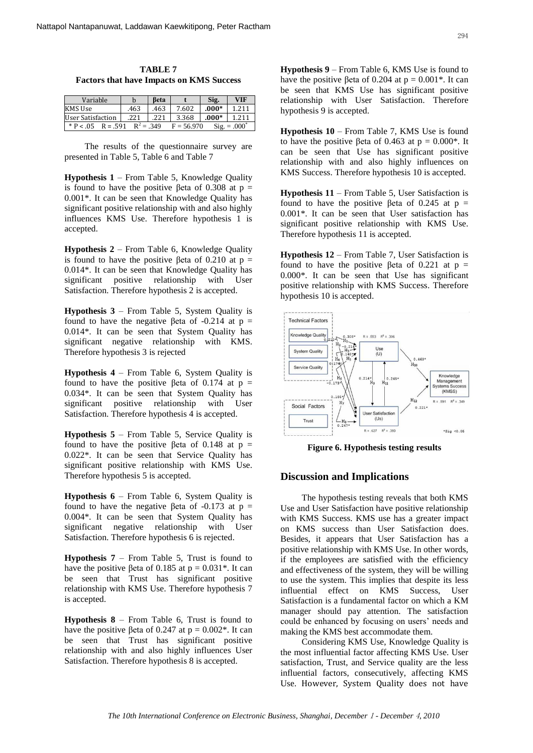**TABLE 7**
**Factors that have Impacts on KMS Success**

| Variable | b | βeta | t | Sig. | VIF |
|---|---|---|---|---|---|
| KMS Use | .463 | .463 | 7.602 | .000* | 1.211 |
| User Satisfaction | .221 | .221 | 3.368 | .000* | 1.211 |
| * P < .05  R = .591  $R^2$ = .349 | | | F = 56.970 | Sig. = .000* | |

The results of the questionnaire survey are presented in Table 5, Table 6 and Table 7

**Hypothesis 1** – From Table 5, Knowledge Quality is found to have the positive βeta of 0.308 at p = 0.001*. It can be seen that Knowledge Quality has significant positive relationship with and also highly influences KMS Use. Therefore hypothesis 1 is accepted.

**Hypothesis 2** – From Table 6, Knowledge Quality is found to have the positive βeta of 0.210 at p = 0.014*. It can be seen that Knowledge Quality has significant positive relationship with User Satisfaction. Therefore hypothesis 2 is accepted.

**Hypothesis 3** – From Table 5, System Quality is found to have the negative βeta of -0.214 at p = 0.014*. It can be seen that System Quality has significant negative relationship with KMS. Therefore hypothesis 3 is rejected

**Hypothesis 4** – From Table 6, System Quality is found to have the positive βeta of 0.174 at p = 0.034*. It can be seen that System Quality has significant positive relationship with User Satisfaction. Therefore hypothesis 4 is accepted.

**Hypothesis 5** – From Table 5, Service Quality is found to have the positive βeta of 0.148 at p = 0.022*. It can be seen that Service Quality has significant positive relationship with KMS Use. Therefore hypothesis 5 is accepted.

**Hypothesis 6** – From Table 6, System Quality is found to have the negative βeta of -0.173 at p = 0.004*. It can be seen that System Quality has significant negative relationship with User Satisfaction. Therefore hypothesis 6 is rejected.

**Hypothesis 7** – From Table 5, Trust is found to have the positive βeta of 0.185 at p = 0.031*. It can be seen that Trust has significant positive relationship with KMS Use. Therefore hypothesis 7 is accepted.

**Hypothesis 8** – From Table 6, Trust is found to have the positive βeta of 0.247 at p = 0.002*. It can be seen that Trust has significant positive relationship with and also highly influences User Satisfaction. Therefore hypothesis 8 is accepted.

**Hypothesis 9** – From Table 6, KMS Use is found to have the positive βeta of 0.204 at p = 0.001*. It can be seen that KMS Use has significant positive relationship with User Satisfaction. Therefore hypothesis 9 is accepted.

**Hypothesis 10** – From Table 7, KMS Use is found to have the positive βeta of 0.463 at p = 0.000*. It can be seen that Use has significant positive relationship with and also highly influences on KMS Success. Therefore hypothesis 10 is accepted.

**Hypothesis 11** – From Table 5, User Satisfaction is found to have the positive βeta of 0.245 at p = 0.001*. It can be seen that User satisfaction has significant positive relationship with KMS Use. Therefore hypothesis 11 is accepted.

**Hypothesis 12** – From Table 7, User Satisfaction is found to have the positive βeta of 0.221 at p = 0.000*. It can be seen that Use has significant positive relationship with KMS Success. Therefore hypothesis 10 is accepted.

**Figure 6. Hypothesis testing results**

## Discussion and Implications

The hypothesis testing reveals that both KMS Use and User Satisfaction have positive relationship with KMS Success. KMS use has a greater impact on KMS success than User Satisfaction does. Besides, it appears that User Satisfaction has a positive relationship with KMS Use. In other words, if the employees are satisfied with the efficiency and effectiveness of the system, they will be willing to use the system. This implies that despite its less influential effect on KMS Success, User Satisfaction is a fundamental factor on which a KM manager should pay attention. The satisfaction could be enhanced by focusing on users' needs and making the KMS best accommodate them.

Considering KMS Use, Knowledge Quality is the most influential factor affecting KMS Use. User satisfaction, Trust, and Service quality are the less influential factors, consecutively, affecting KMS Use. However, System Quality does not have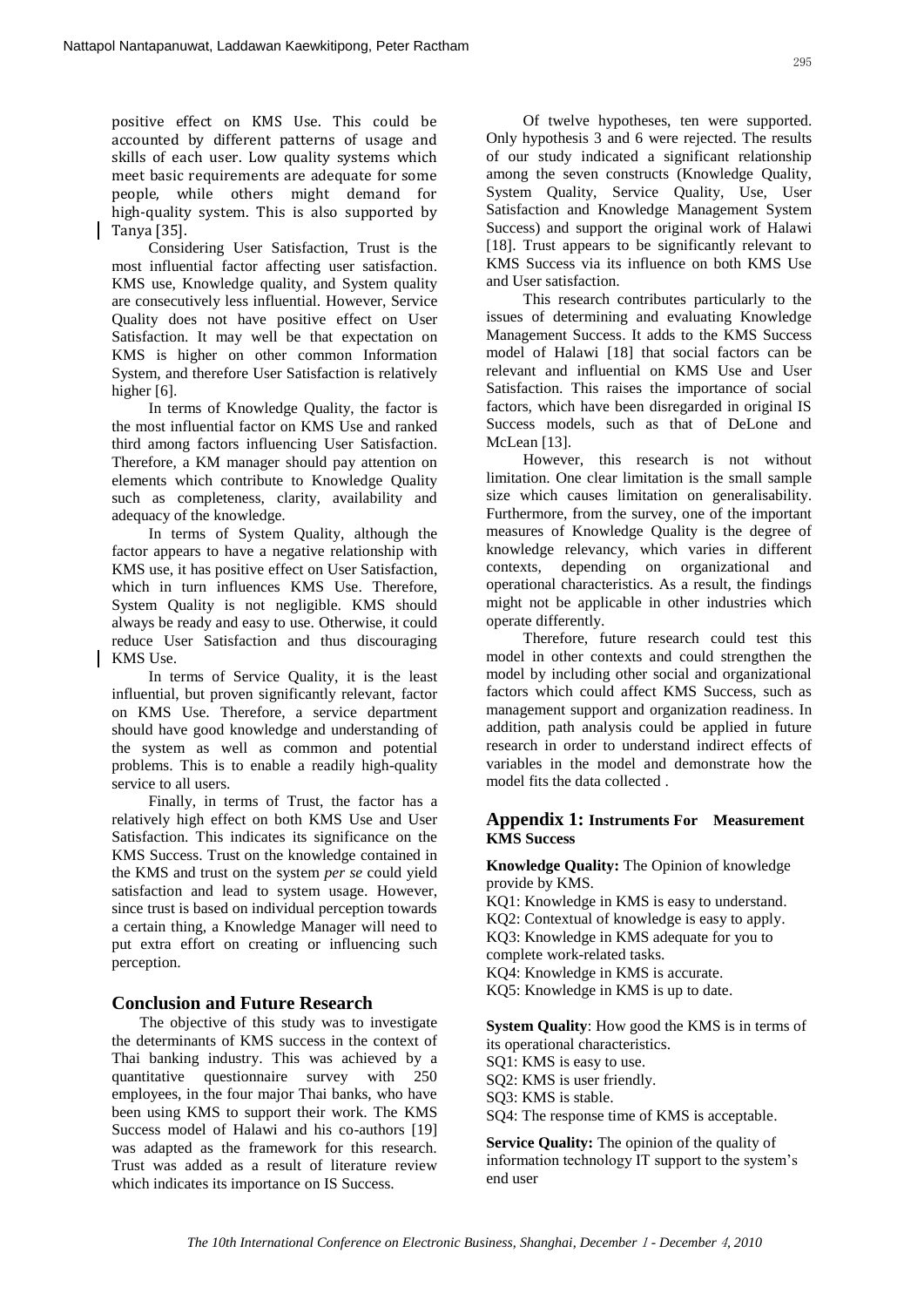positive effect on KMS Use. This could be accounted by different patterns of usage and skills of each user. Low quality systems which meet basic requirements are adequate for some people, while others might demand for high-quality system. This is also supported by Tanya [35].

Considering User Satisfaction, Trust is the most influential factor affecting user satisfaction. KMS use, Knowledge quality, and System quality are consecutively less influential. However, Service Quality does not have positive effect on User Satisfaction. It may well be that expectation on KMS is higher on other common Information System, and therefore User Satisfaction is relatively higher [6].

In terms of Knowledge Quality, the factor is the most influential factor on KMS Use and ranked third among factors influencing User Satisfaction. Therefore, a KM manager should pay attention on elements which contribute to Knowledge Quality such as completeness, clarity, availability and adequacy of the knowledge.

In terms of System Quality, although the factor appears to have a negative relationship with KMS use, it has positive effect on User Satisfaction, which in turn influences KMS Use. Therefore, System Quality is not negligible. KMS should always be ready and easy to use. Otherwise, it could reduce User Satisfaction and thus discouraging KMS Use.

In terms of Service Quality, it is the least influential, but proven significantly relevant, factor on KMS Use. Therefore, a service department should have good knowledge and understanding of the system as well as common and potential problems. This is to enable a readily high-quality service to all users.

Finally, in terms of Trust, the factor has a relatively high effect on both KMS Use and User Satisfaction. This indicates its significance on the KMS Success. Trust on the knowledge contained in the KMS and trust on the system *per se* could yield satisfaction and lead to system usage. However, since trust is based on individual perception towards a certain thing, a Knowledge Manager will need to put extra effort on creating or influencing such perception.

## Conclusion and Future Research

The objective of this study was to investigate the determinants of KMS success in the context of Thai banking industry. This was achieved by a quantitative questionnaire survey with 250 employees, in the four major Thai banks, who have been using KMS to support their work. The KMS Success model of Halawi and his co-authors [19] was adapted as the framework for this research. Trust was added as a result of literature review which indicates its importance on IS Success.

Of twelve hypotheses, ten were supported. Only hypothesis 3 and 6 were rejected. The results of our study indicated a significant relationship among the seven constructs (Knowledge Quality, System Quality, Service Quality, Use, User Satisfaction and Knowledge Management System Success) and support the original work of Halawi [18]. Trust appears to be significantly relevant to KMS Success via its influence on both KMS Use and User satisfaction.

This research contributes particularly to the issues of determining and evaluating Knowledge Management Success. It adds to the KMS Success model of Halawi [18] that social factors can be relevant and influential on KMS Use and User Satisfaction. This raises the importance of social factors, which have been disregarded in original IS Success models, such as that of DeLone and McLean [13].

However, this research is not without limitation. One clear limitation is the small sample size which causes limitation on generalisability. Furthermore, from the survey, one of the important measures of Knowledge Quality is the degree of knowledge relevancy, which varies in different contexts, depending on organizational and operational characteristics. As a result, the findings might not be applicable in other industries which operate differently.

Therefore, future research could test this model in other contexts and could strengthen the model by including other social and organizational factors which could affect KMS Success, such as management support and organization readiness. In addition, path analysis could be applied in future research in order to understand indirect effects of variables in the model and demonstrate how the model fits the data collected .

## Appendix 1: Instruments For Measurement KMS Success

**Knowledge Quality:** The Opinion of knowledge provide by KMS.

KQ1: Knowledge in KMS is easy to understand.
KQ2: Contextual of knowledge is easy to apply.
KQ3: Knowledge in KMS adequate for you to complete work-related tasks.
KQ4: Knowledge in KMS is accurate.
KQ5: Knowledge in KMS is up to date.

**System Quality**: How good the KMS is in terms of its operational characteristics.

SQ1: KMS is easy to use.
SQ2: KMS is user friendly.
SQ3: KMS is stable.
SQ4: The response time of KMS is acceptable.

**Service Quality:** The opinion of the quality of information technology IT support to the system's end user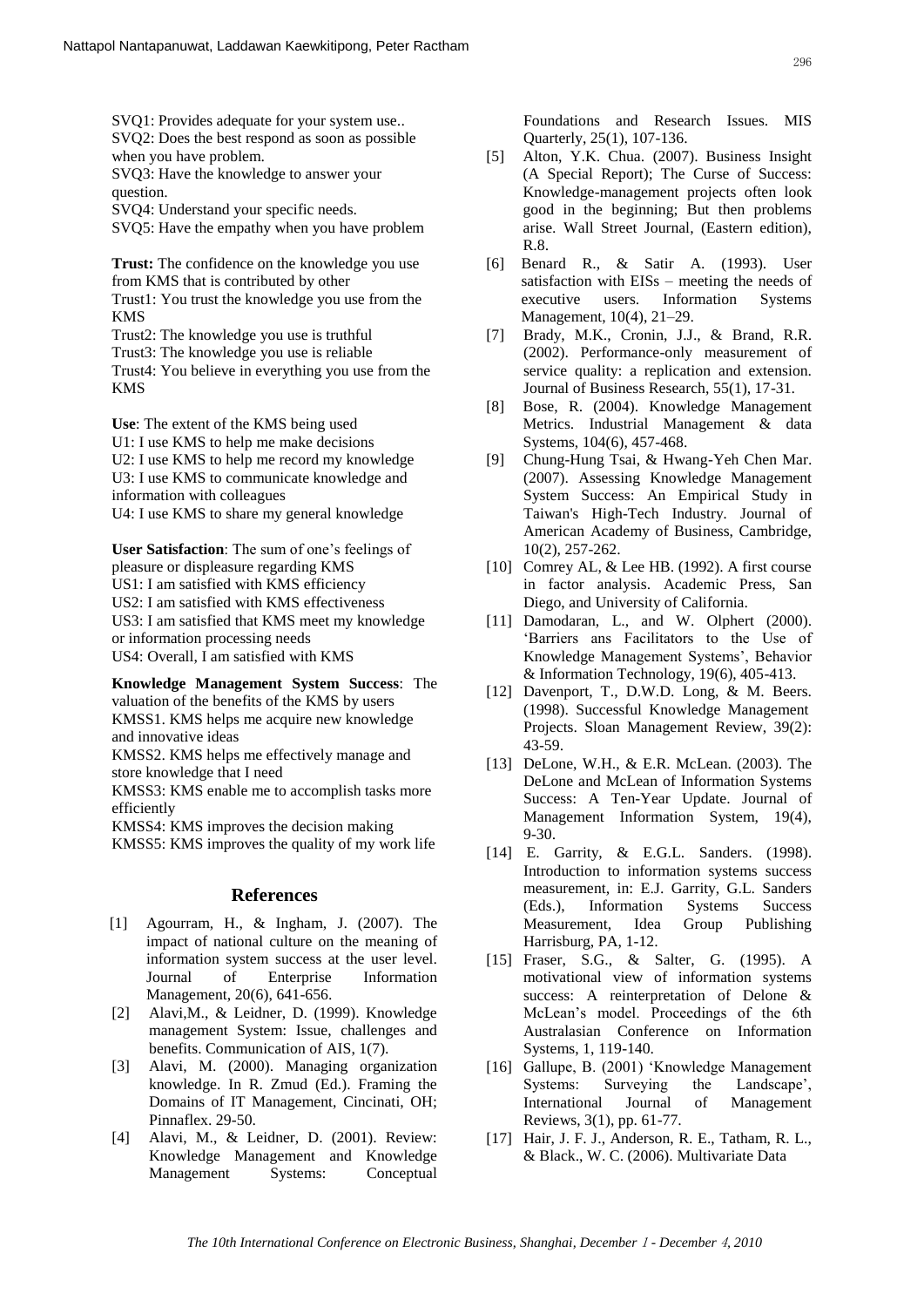SVQ1: Provides adequate for your system use..
SVQ2: Does the best respond as soon as possible when you have problem.
SVQ3: Have the knowledge to answer your question.
SVQ4: Understand your specific needs.
SVQ5: Have the empathy when you have problem

**Trust:** The confidence on the knowledge you use from KMS that is contributed by other
Trust1: You trust the knowledge you use from the KMS
Trust2: The knowledge you use is truthful
Trust3: The knowledge you use is reliable
Trust4: You believe in everything you use from the KMS

**Use**: The extent of the KMS being used
U1: I use KMS to help me make decisions
U2: I use KMS to help me record my knowledge
U3: I use KMS to communicate knowledge and information with colleagues
U4: I use KMS to share my general knowledge

**User Satisfaction**: The sum of one's feelings of pleasure or displeasure regarding KMS
US1: I am satisfied with KMS efficiency
US2: I am satisfied with KMS effectiveness
US3: I am satisfied that KMS meet my knowledge or information processing needs
US4: Overall, I am satisfied with KMS

**Knowledge Management System Success**: The valuation of the benefits of the KMS by users
KMSS1. KMS helps me acquire new knowledge and innovative ideas
KMSS2. KMS helps me effectively manage and store knowledge that I need
KMSS3: KMS enable me to accomplish tasks more efficiently
KMSS4: KMS improves the decision making
KMSS5: KMS improves the quality of my work life

## References

[1] Agourram, H., & Ingham, J. (2007). The impact of national culture on the meaning of information system success at the user level. Journal of Enterprise Information Management, 20(6), 641-656.

[2] Alavi,M., & Leidner, D. (1999). Knowledge management System: Issue, challenges and benefits. Communication of AIS, 1(7).

[3] Alavi, M. (2000). Managing organization knowledge. In R. Zmud (Ed.). Framing the Domains of IT Management, Cincinati, OH; Pinnaflex. 29-50.

[4] Alavi, M., & Leidner, D. (2001). Review: Knowledge Management and Knowledge Management Systems: Conceptual Foundations and Research Issues. MIS Quarterly, 25(1), 107-136.

[5] Alton, Y.K. Chua. (2007). Business Insight (A Special Report); The Curse of Success: Knowledge-management projects often look good in the beginning; But then problems arise. Wall Street Journal, (Eastern edition), R.8.

[6] Benard R., & Satir A. (1993). User satisfaction with EISs – meeting the needs of executive users. Information Systems Management, 10(4), 21–29.

[7] Brady, M.K., Cronin, J.J., & Brand, R.R. (2002). Performance-only measurement of service quality: a replication and extension. Journal of Business Research, 55(1), 17-31.

[8] Bose, R. (2004). Knowledge Management Metrics. Industrial Management & data Systems, 104(6), 457-468.

[9] Chung-Hung Tsai, & Hwang-Yeh Chen Mar. (2007). Assessing Knowledge Management System Success: An Empirical Study in Taiwan's High-Tech Industry. Journal of American Academy of Business, Cambridge, 10(2), 257-262.

[10] Comrey AL, & Lee HB. (1992). A first course in factor analysis. Academic Press, San Diego, and University of California.

[11] Damodaran, L., and W. Olphert (2000). 'Barriers ans Facilitators to the Use of Knowledge Management Systems', Behavior & Information Technology, 19(6), 405-413.

[12] Davenport, T., D.W.D. Long, & M. Beers. (1998). Successful Knowledge Management Projects. Sloan Management Review, 39(2): 43-59.

[13] DeLone, W.H., & E.R. McLean. (2003). The DeLone and McLean of Information Systems Success: A Ten-Year Update. Journal of Management Information System, 19(4), 9-30.

[14] E. Garrity, & E.G.L. Sanders. (1998). Introduction to information systems success measurement, in: E.J. Garrity, G.L. Sanders (Eds.), Information Systems Success Measurement, Idea Group Publishing Harrisburg, PA, 1-12.

[15] Fraser, S.G., & Salter, G. (1995). A motivational view of information systems success: A reinterpretation of Delone & McLean's model. Proceedings of the 6th Australasian Conference on Information Systems, 1, 119-140.

[16] Gallupe, B. (2001) 'Knowledge Management Systems: Surveying the Landscape', International Journal of Management Reviews, 3(1), pp. 61-77.

[17] Hair, J. F. J., Anderson, R. E., Tatham, R. L., & Black., W. C. (2006). Multivariate Data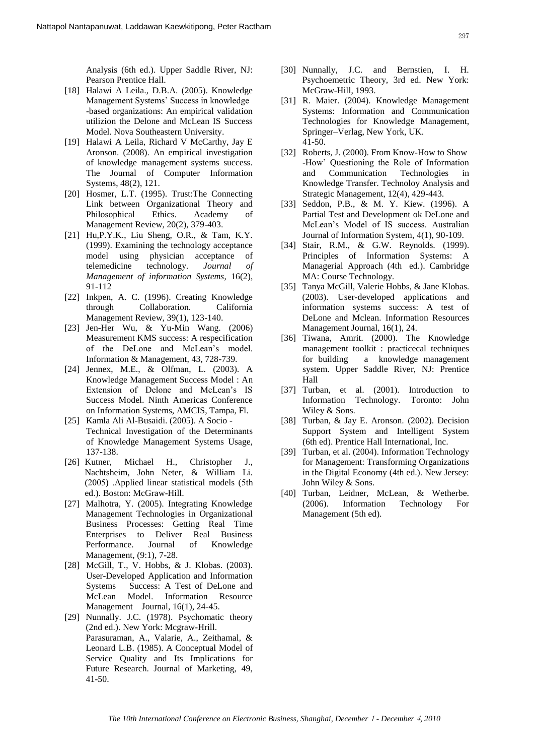Analysis (6th ed.). Upper Saddle River, NJ: Pearson Prentice Hall.

[18] Halawi A Leila., D.B.A. (2005). Knowledge Management Systems' Success in knowledge -based organizations: An empirical validation utilizion the Delone and McLean IS Success Model. Nova Southeastern University.

[19] Halawi A Leila, Richard V McCarthy, Jay E Aronson. (2008). An empirical investigation of knowledge management systems success. The Journal of Computer Information Systems, 48(2), 121.

[20] Hosmer, L.T. (1995). Trust:The Connecting Link between Organizational Theory and Philosophical Ethics. Academy of Management Review, 20(2), 379-403.

[21] Hu,P.Y.K., Liu Sheng, O.R., & Tam, K.Y. (1999). Examining the technology acceptance model using physician acceptance of telemedicine technology. *Journal of Management of information Systems*, 16(2), 91-112

[22] Inkpen, A. C. (1996). Creating Knowledge through Collaboration. California Management Review, 39(1), 123-140.

[23] Jen-Her Wu, & Yu-Min Wang. (2006) Measurement KMS success: A respecification of the DeLone and McLean's model. Information & Management, 43, 728-739.

[24] Jennex, M.E., & Olfman, L. (2003). A Knowledge Management Success Model : An Extension of Delone and McLean's IS Success Model. Ninth Americas Conference on Information Systems, AMCIS, Tampa, Fl.

[25] Kamla Ali Al-Busaidi. (2005). A Socio - Technical Investigation of the Determinants of Knowledge Management Systems Usage, 137-138.

[26] Kutner, Michael H., Christopher J., Nachtsheim, John Neter, & William Li. (2005) .Applied linear statistical models (5th ed.). Boston: McGraw-Hill.

[27] Malhotra, Y. (2005). Integrating Knowledge Management Technologies in Organizational Business Processes: Getting Real Time Enterprises to Deliver Real Business Performance. Journal of Knowledge Management, (9:1), 7-28.

[28] McGill, T., V. Hobbs, & J. Klobas. (2003). User-Developed Application and Information Systems Success: A Test of DeLone and McLean Model. Information Resource Management Journal, 16(1), 24-45.

[29] Nunnally. J.C. (1978). Psychomatic theory (2nd ed.). New York: Mcgraw-Hrill. Parasuraman, A., Valarie, A., Zeithamal, & Leonard L.B. (1985). A Conceptual Model of Service Quality and Its Implications for Future Research. Journal of Marketing, 49, 41-50.

[30] Nunnally, J.C. and Bernstien, I. H. Psychoemetric Theory, 3rd ed. New York: McGraw-Hill, 1993.

[31] R. Maier. (2004). Knowledge Management Systems: Information and Communication Technologies for Knowledge Management, Springer–Verlag, New York, UK. 41-50.

[32] Roberts, J. (2000). From Know-How to Show -How' Questioning the Role of Information and Communication Technologies in Knowledge Transfer. Technoloy Analysis and Strategic Management, 12(4), 429-443.

[33] Seddon, P.B., & M. Y. Kiew. (1996). A Partial Test and Development ok DeLone and McLean's Model of IS success. Australian Journal of Information System, 4(1), 90-109.

[34] Stair, R.M., & G.W. Reynolds. (1999). Principles of Information Systems: A Managerial Approach (4th ed.). Cambridge MA: Course Technology.

[35] Tanya McGill, Valerie Hobbs, & Jane Klobas. (2003). User-developed applications and information systems success: A test of DeLone and Mclean. Information Resources Management Journal, 16(1), 24.

[36] Tiwana, Amrit. (2000). The Knowledge management toolkit : practicecal techniques for building a knowledge management system. Upper Saddle River, NJ: Prentice Hall

[37] Turban, et al. (2001). Introduction to Information Technology. Toronto: John Wiley & Sons.

[38] Turban, & Jay E. Aronson. (2002). Decision Support System and Intelligent System (6th ed). Prentice Hall International, Inc.

[39] Turban, et al. (2004). Information Technology for Management: Transforming Organizations in the Digital Economy (4th ed.). New Jersey: John Wiley & Sons.

[40] Turban, Leidner, McLean, & Wetherbe. (2006). Information Technology For Management (5th ed).